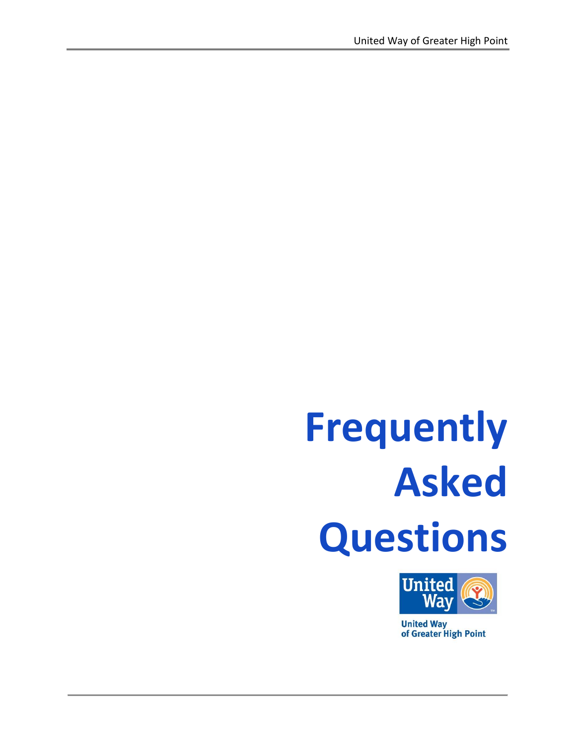# Frequently Asked Questions

United Way of Greater High Point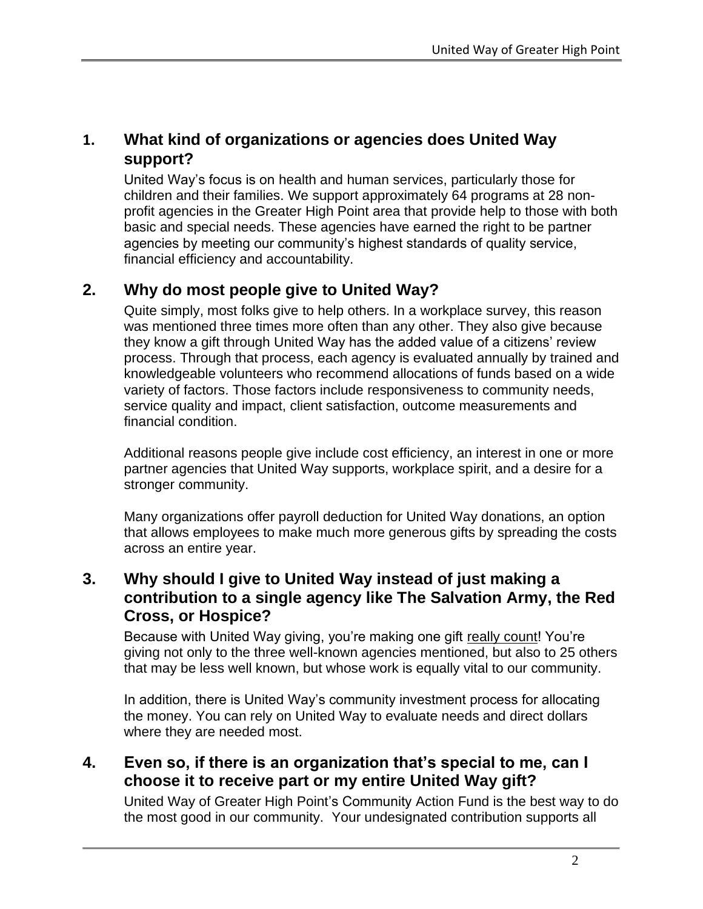## 1. What kind of organizations or agencies does United Way support?

United Way's focus is on health and human services, particularly those for children and their families. We support approximately 64 programs at 28 non-profit agencies in the Greater High Point area that provide help to those with both basic and special needs. These agencies have earned the right to be partner agencies by meeting our community's highest standards of quality service, financial efficiency and accountability.

## 2. Why do most people give to United Way?

Quite simply, most folks give to help others. In a workplace survey, this reason was mentioned three times more often than any other. They also give because they know a gift through United Way has the added value of a citizens' review process. Through that process, each agency is evaluated annually by trained and knowledgeable volunteers who recommend allocations of funds based on a wide variety of factors. Those factors include responsiveness to community needs, service quality and impact, client satisfaction, outcome measurements and financial condition.

Additional reasons people give include cost efficiency, an interest in one or more partner agencies that United Way supports, workplace spirit, and a desire for a stronger community.

Many organizations offer payroll deduction for United Way donations, an option that allows employees to make much more generous gifts by spreading the costs across an entire year.

## 3. Why should I give to United Way instead of just making a contribution to a single agency like The Salvation Army, the Red Cross, or Hospice?

Because with United Way giving, you're making one gift really count! You're giving not only to the three well-known agencies mentioned, but also to 25 others that may be less well known, but whose work is equally vital to our community.

In addition, there is United Way's community investment process for allocating the money. You can rely on United Way to evaluate needs and direct dollars where they are needed most.

## 4. Even so, if there is an organization that's special to me, can I choose it to receive part or my entire United Way gift?

United Way of Greater High Point's Community Action Fund is the best way to do the most good in our community. Your undesignated contribution supports all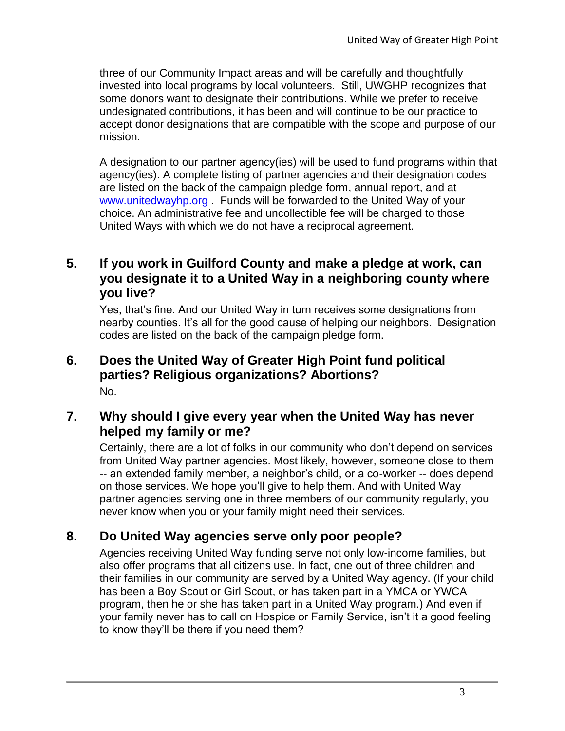three of our Community Impact areas and will be carefully and thoughtfully invested into local programs by local volunteers. Still, UWGHP recognizes that some donors want to designate their contributions. While we prefer to receive undesignated contributions, it has been and will continue to be our practice to accept donor designations that are compatible with the scope and purpose of our mission.

A designation to our partner agency(ies) will be used to fund programs within that agency(ies). A complete listing of partner agencies and their designation codes are listed on the back of the campaign pledge form, annual report, and at [www.unitedwayhp.org](http://www.unitedwayhp.org) . Funds will be forwarded to the United Way of your choice. An administrative fee and uncollectible fee will be charged to those United Ways with which we do not have a reciprocal agreement.

### 5. If you work in Guilford County and make a pledge at work, can you designate it to a United Way in a neighboring county where you live?

Yes, that's fine. And our United Way in turn receives some designations from nearby counties. It's all for the good cause of helping our neighbors. Designation codes are listed on the back of the campaign pledge form.

### 6. Does the United Way of Greater High Point fund political parties? Religious organizations? Abortions?

No.

### 7. Why should I give every year when the United Way has never helped my family or me?

Certainly, there are a lot of folks in our community who don't depend on services from United Way partner agencies. Most likely, however, someone close to them -- an extended family member, a neighbor's child, or a co-worker -- does depend on those services. We hope you'll give to help them. And with United Way partner agencies serving one in three members of our community regularly, you never know when you or your family might need their services.

### 8. Do United Way agencies serve only poor people?

Agencies receiving United Way funding serve not only low-income families, but also offer programs that all citizens use. In fact, one out of three children and their families in our community are served by a United Way agency. (If your child has been a Boy Scout or Girl Scout, or has taken part in a YMCA or YWCA program, then he or she has taken part in a United Way program.) And even if your family never has to call on Hospice or Family Service, isn't it a good feeling to know they'll be there if you need them?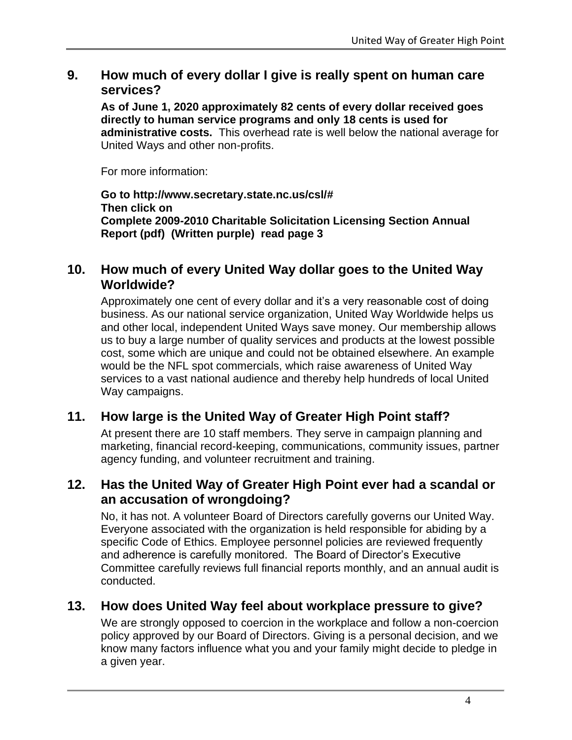## 9. How much of every dollar I give is really spent on human care services?

**As of June 1, 2020 approximately 82 cents of every dollar received goes directly to human service programs and only 18 cents is used for administrative costs.** This overhead rate is well below the national average for United Ways and other non-profits.

For more information:

**Go to http://www.secretary.state.nc.us/csl/#**
**Then click on**
**Complete 2009-2010 Charitable Solicitation Licensing Section Annual Report (pdf) (Written purple) read page 3**

## 10. How much of every United Way dollar goes to the United Way Worldwide?

Approximately one cent of every dollar and it's a very reasonable cost of doing business. As our national service organization, United Way Worldwide helps us and other local, independent United Ways save money. Our membership allows us to buy a large number of quality services and products at the lowest possible cost, some which are unique and could not be obtained elsewhere. An example would be the NFL spot commercials, which raise awareness of United Way services to a vast national audience and thereby help hundreds of local United Way campaigns.

## 11. How large is the United Way of Greater High Point staff?

At present there are 10 staff members. They serve in campaign planning and marketing, financial record-keeping, communications, community issues, partner agency funding, and volunteer recruitment and training.

## 12. Has the United Way of Greater High Point ever had a scandal or an accusation of wrongdoing?

No, it has not. A volunteer Board of Directors carefully governs our United Way. Everyone associated with the organization is held responsible for abiding by a specific Code of Ethics. Employee personnel policies are reviewed frequently and adherence is carefully monitored. The Board of Director's Executive Committee carefully reviews full financial reports monthly, and an annual audit is conducted.

## 13. How does United Way feel about workplace pressure to give?

We are strongly opposed to coercion in the workplace and follow a non-coercion policy approved by our Board of Directors. Giving is a personal decision, and we know many factors influence what you and your family might decide to pledge in a given year.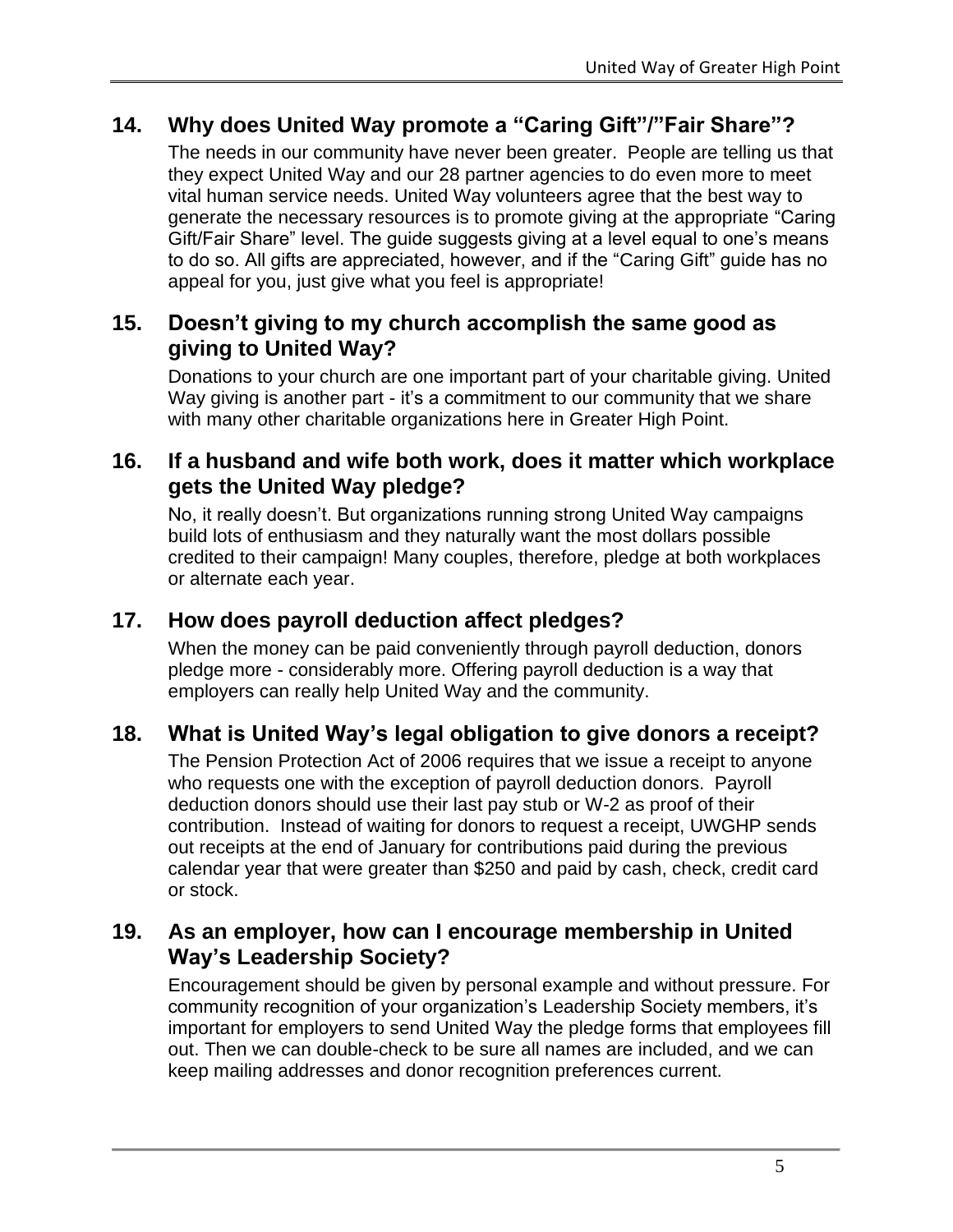## 14. Why does United Way promote a "Caring Gift"/"Fair Share"?

The needs in our community have never been greater. People are telling us that they expect United Way and our 28 partner agencies to do even more to meet vital human service needs. United Way volunteers agree that the best way to generate the necessary resources is to promote giving at the appropriate "Caring Gift/Fair Share" level. The guide suggests giving at a level equal to one's means to do so. All gifts are appreciated, however, and if the "Caring Gift" guide has no appeal for you, just give what you feel is appropriate!

## 15. Doesn't giving to my church accomplish the same good as giving to United Way?

Donations to your church are one important part of your charitable giving. United Way giving is another part - it's a commitment to our community that we share with many other charitable organizations here in Greater High Point.

## 16. If a husband and wife both work, does it matter which workplace gets the United Way pledge?

No, it really doesn't. But organizations running strong United Way campaigns build lots of enthusiasm and they naturally want the most dollars possible credited to their campaign! Many couples, therefore, pledge at both workplaces or alternate each year.

## 17. How does payroll deduction affect pledges?

When the money can be paid conveniently through payroll deduction, donors pledge more - considerably more. Offering payroll deduction is a way that employers can really help United Way and the community.

## 18. What is United Way's legal obligation to give donors a receipt?

The Pension Protection Act of 2006 requires that we issue a receipt to anyone who requests one with the exception of payroll deduction donors. Payroll deduction donors should use their last pay stub or W-2 as proof of their contribution. Instead of waiting for donors to request a receipt, UWGHP sends out receipts at the end of January for contributions paid during the previous calendar year that were greater than $250 and paid by cash, check, credit card or stock.

## 19. As an employer, how can I encourage membership in United Way's Leadership Society?

Encouragement should be given by personal example and without pressure. For community recognition of your organization's Leadership Society members, it's important for employers to send United Way the pledge forms that employees fill out. Then we can double-check to be sure all names are included, and we can keep mailing addresses and donor recognition preferences current.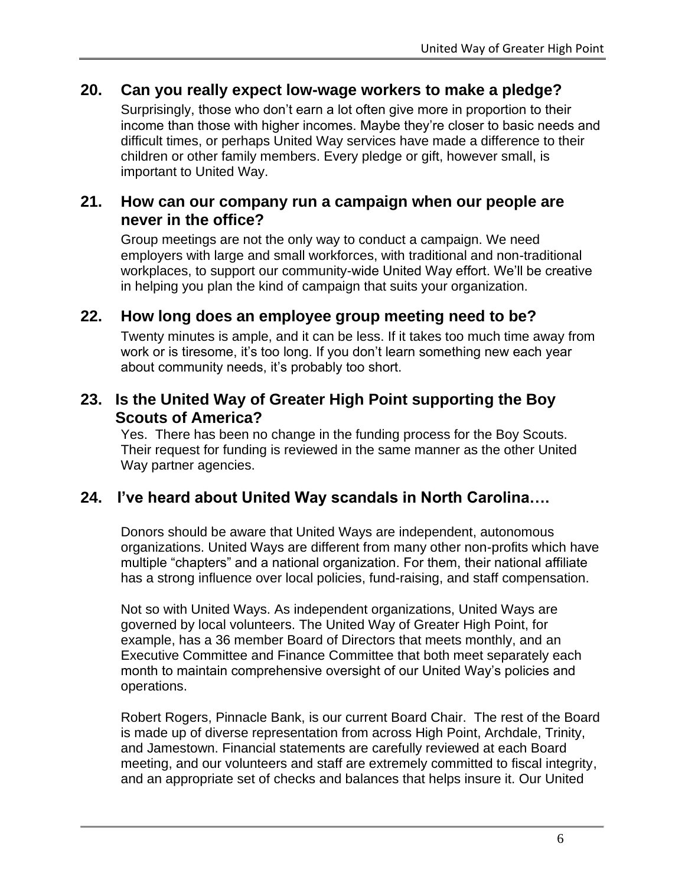## 20. Can you really expect low-wage workers to make a pledge?

Surprisingly, those who don't earn a lot often give more in proportion to their income than those with higher incomes. Maybe they're closer to basic needs and difficult times, or perhaps United Way services have made a difference to their children or other family members. Every pledge or gift, however small, is important to United Way.

## 21. How can our company run a campaign when our people are never in the office?

Group meetings are not the only way to conduct a campaign. We need employers with large and small workforces, with traditional and non-traditional workplaces, to support our community-wide United Way effort. We'll be creative in helping you plan the kind of campaign that suits your organization.

## 22. How long does an employee group meeting need to be?

Twenty minutes is ample, and it can be less. If it takes too much time away from work or is tiresome, it's too long. If you don't learn something new each year about community needs, it's probably too short.

## 23. Is the United Way of Greater High Point supporting the Boy Scouts of America?

Yes. There has been no change in the funding process for the Boy Scouts. Their request for funding is reviewed in the same manner as the other United Way partner agencies.

## 24. I've heard about United Way scandals in North Carolina….

Donors should be aware that United Ways are independent, autonomous organizations. United Ways are different from many other non-profits which have multiple "chapters" and a national organization. For them, their national affiliate has a strong influence over local policies, fund-raising, and staff compensation.

Not so with United Ways. As independent organizations, United Ways are governed by local volunteers. The United Way of Greater High Point, for example, has a 36 member Board of Directors that meets monthly, and an Executive Committee and Finance Committee that both meet separately each month to maintain comprehensive oversight of our United Way's policies and operations.

Robert Rogers, Pinnacle Bank, is our current Board Chair. The rest of the Board is made up of diverse representation from across High Point, Archdale, Trinity, and Jamestown. Financial statements are carefully reviewed at each Board meeting, and our volunteers and staff are extremely committed to fiscal integrity, and an appropriate set of checks and balances that helps insure it. Our United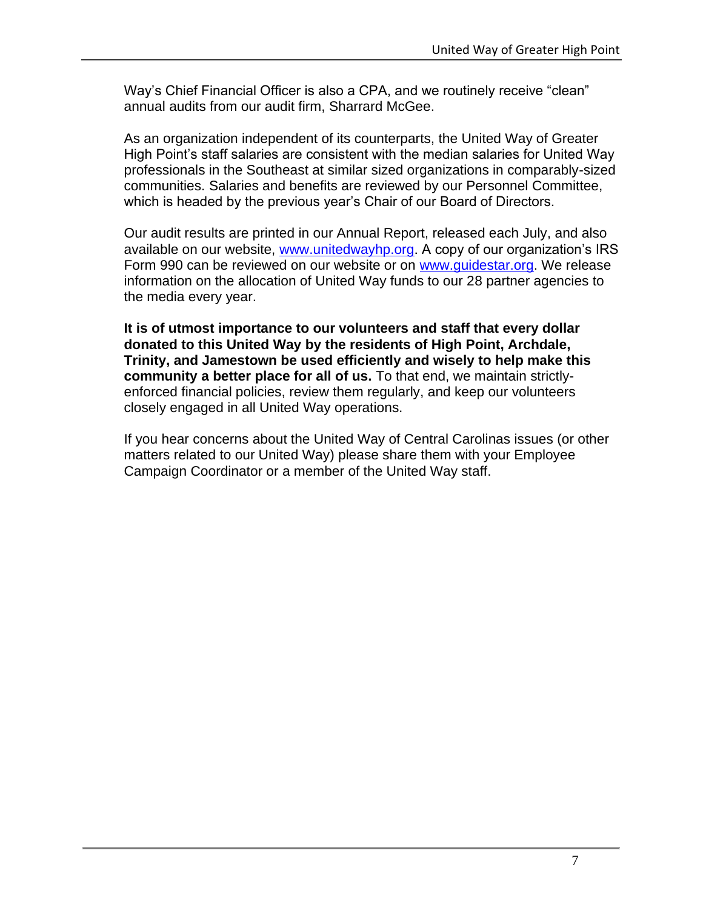Way's Chief Financial Officer is also a CPA, and we routinely receive "clean" annual audits from our audit firm, Sharrard McGee.

As an organization independent of its counterparts, the United Way of Greater High Point's staff salaries are consistent with the median salaries for United Way professionals in the Southeast at similar sized organizations in comparably-sized communities. Salaries and benefits are reviewed by our Personnel Committee, which is headed by the previous year's Chair of our Board of Directors.

Our audit results are printed in our Annual Report, released each July, and also available on our website, www.unitedwayhp.org. A copy of our organization's IRS Form 990 can be reviewed on our website or on www.guidestar.org. We release information on the allocation of United Way funds to our 28 partner agencies to the media every year.

**It is of utmost importance to our volunteers and staff that every dollar donated to this United Way by the residents of High Point, Archdale, Trinity, and Jamestown be used efficiently and wisely to help make this community a better place for all of us.** To that end, we maintain strictly-enforced financial policies, review them regularly, and keep our volunteers closely engaged in all United Way operations.

If you hear concerns about the United Way of Central Carolinas issues (or other matters related to our United Way) please share them with your Employee Campaign Coordinator or a member of the United Way staff.